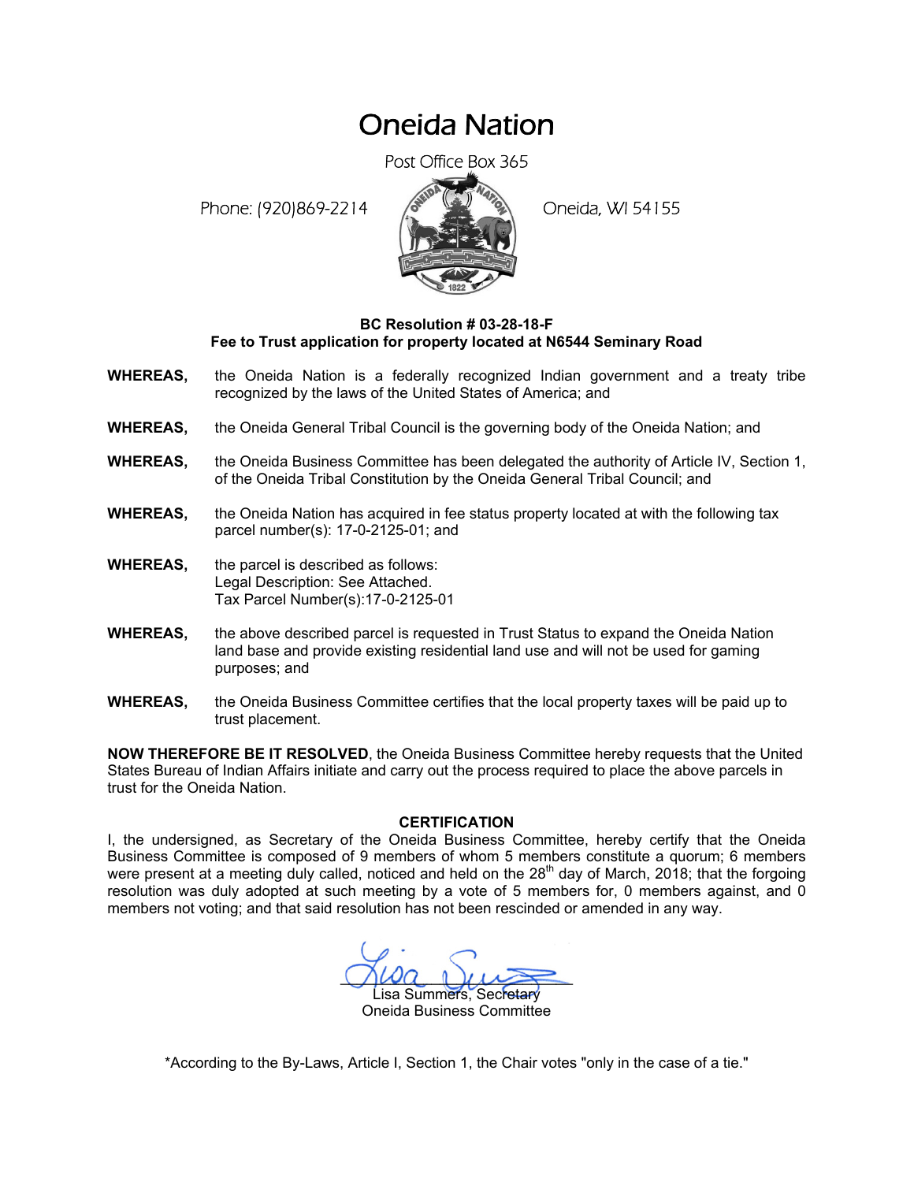# Oneida Nation

Post Office Box 365

Phone: (920)869-2214 Oneida, WI 54155

**BC Resolution # 03-28-18-F**
**Fee to Trust application for property located at N6544 Seminary Road**

**WHEREAS,** the Oneida Nation is a federally recognized Indian government and a treaty tribe recognized by the laws of the United States of America; and

**WHEREAS,** the Oneida General Tribal Council is the governing body of the Oneida Nation; and

**WHEREAS,** the Oneida Business Committee has been delegated the authority of Article IV, Section 1, of the Oneida Tribal Constitution by the Oneida General Tribal Council; and

**WHEREAS,** the Oneida Nation has acquired in fee status property located at with the following tax parcel number(s): 17-0-2125-01; and

**WHEREAS,** the parcel is described as follows:
Legal Description: See Attached.
Tax Parcel Number(s):17-0-2125-01

**WHEREAS,** the above described parcel is requested in Trust Status to expand the Oneida Nation land base and provide existing residential land use and will not be used for gaming purposes; and

**WHEREAS,** the Oneida Business Committee certifies that the local property taxes will be paid up to trust placement.

**NOW THEREFORE BE IT RESOLVED**, the Oneida Business Committee hereby requests that the United States Bureau of Indian Affairs initiate and carry out the process required to place the above parcels in trust for the Oneida Nation.

## CERTIFICATION

I, the undersigned, as Secretary of the Oneida Business Committee, hereby certify that the Oneida Business Committee is composed of 9 members of whom 5 members constitute a quorum; 6 members were present at a meeting duly called, noticed and held on the 28th day of March, 2018; that the forgoing resolution was duly adopted at such meeting by a vote of 5 members for, 0 members against, and 0 members not voting; and that said resolution has not been rescinded or amended in any way.

Lisa Summers, Secretary
Oneida Business Committee

*According to the By-Laws, Article I, Section 1, the Chair votes "only in the case of a tie."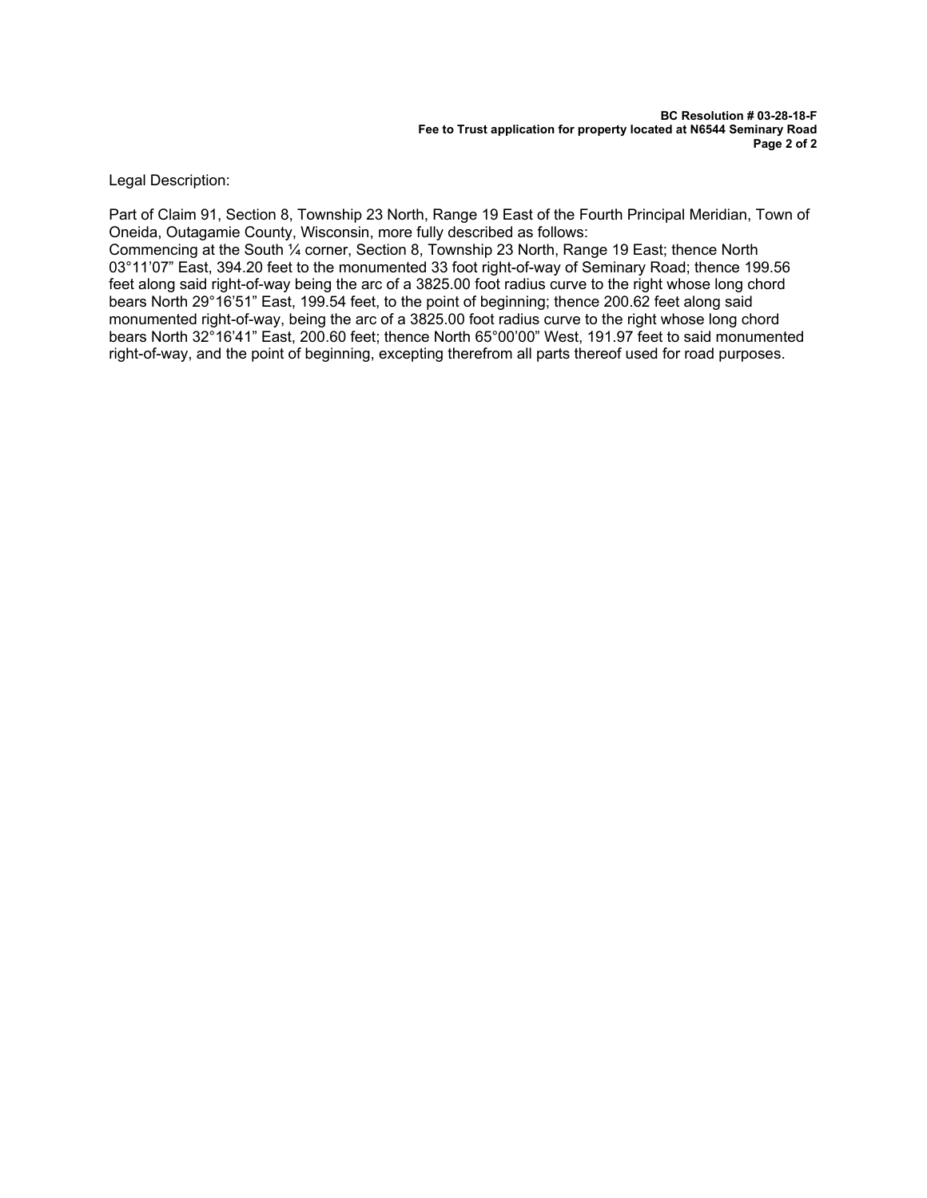Legal Description:

Part of Claim 91, Section 8, Township 23 North, Range 19 East of the Fourth Principal Meridian, Town of Oneida, Outagamie County, Wisconsin, more fully described as follows:
Commencing at the South ¼ corner, Section 8, Township 23 North, Range 19 East; thence North 03°11'07" East, 394.20 feet to the monumented 33 foot right-of-way of Seminary Road; thence 199.56 feet along said right-of-way being the arc of a 3825.00 foot radius curve to the right whose long chord bears North 29°16'51" East, 199.54 feet, to the point of beginning; thence 200.62 feet along said monumented right-of-way, being the arc of a 3825.00 foot radius curve to the right whose long chord bears North 32°16'41" East, 200.60 feet; thence North 65°00'00" West, 191.97 feet to said monumented right-of-way, and the point of beginning, excepting therefrom all parts thereof used for road purposes.